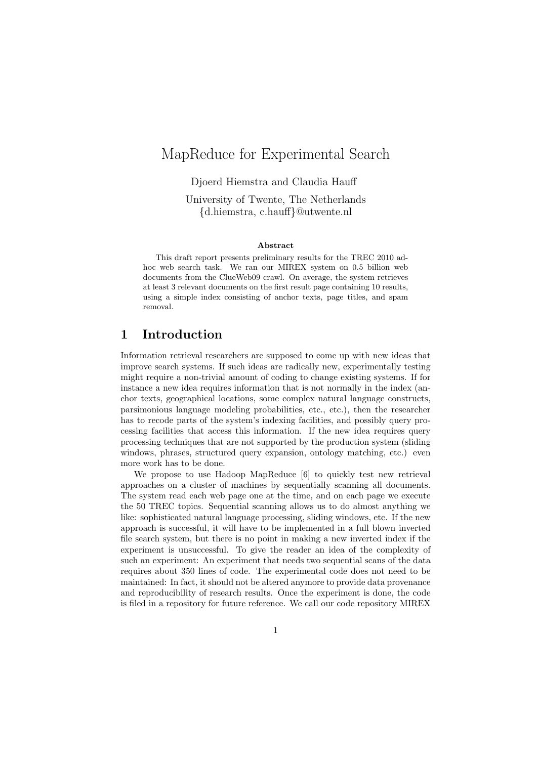# MapReduce for Experimental Search

Djoerd Hiemstra and Claudia Hauff

University of Twente, The Netherlands
{d.hiemstra, c.hauff}@utwente.nl

**Abstract**

This draft report presents preliminary results for the TREC 2010 ad-hoc web search task. We ran our MIREX system on 0.5 billion web documents from the ClueWeb09 crawl. On average, the system retrieves at least 3 relevant documents on the first result page containing 10 results, using a simple index consisting of anchor texts, page titles, and spam removal.

## 1 Introduction

Information retrieval researchers are supposed to come up with new ideas that improve search systems. If such ideas are radically new, experimentally testing might require a non-trivial amount of coding to change existing systems. If for instance a new idea requires information that is not normally in the index (anchor texts, geographical locations, some complex natural language constructs, parsimonious language modeling probabilities, etc., etc.), then the researcher has to recode parts of the system's indexing facilities, and possibly query processing facilities that access this information. If the new idea requires query processing techniques that are not supported by the production system (sliding windows, phrases, structured query expansion, ontology matching, etc.) even more work has to be done.

We propose to use Hadoop MapReduce [6] to quickly test new retrieval approaches on a cluster of machines by sequentially scanning all documents. The system read each web page one at the time, and on each page we execute the 50 TREC topics. Sequential scanning allows us to do almost anything we like: sophisticated natural language processing, sliding windows, etc. If the new approach is successful, it will have to be implemented in a full blown inverted file search system, but there is no point in making a new inverted index if the experiment is unsuccessful. To give the reader an idea of the complexity of such an experiment: An experiment that needs two sequential scans of the data requires about 350 lines of code. The experimental code does not need to be maintained: In fact, it should not be altered anymore to provide data provenance and reproducibility of research results. Once the experiment is done, the code is filed in a repository for future reference. We call our code repository MIREX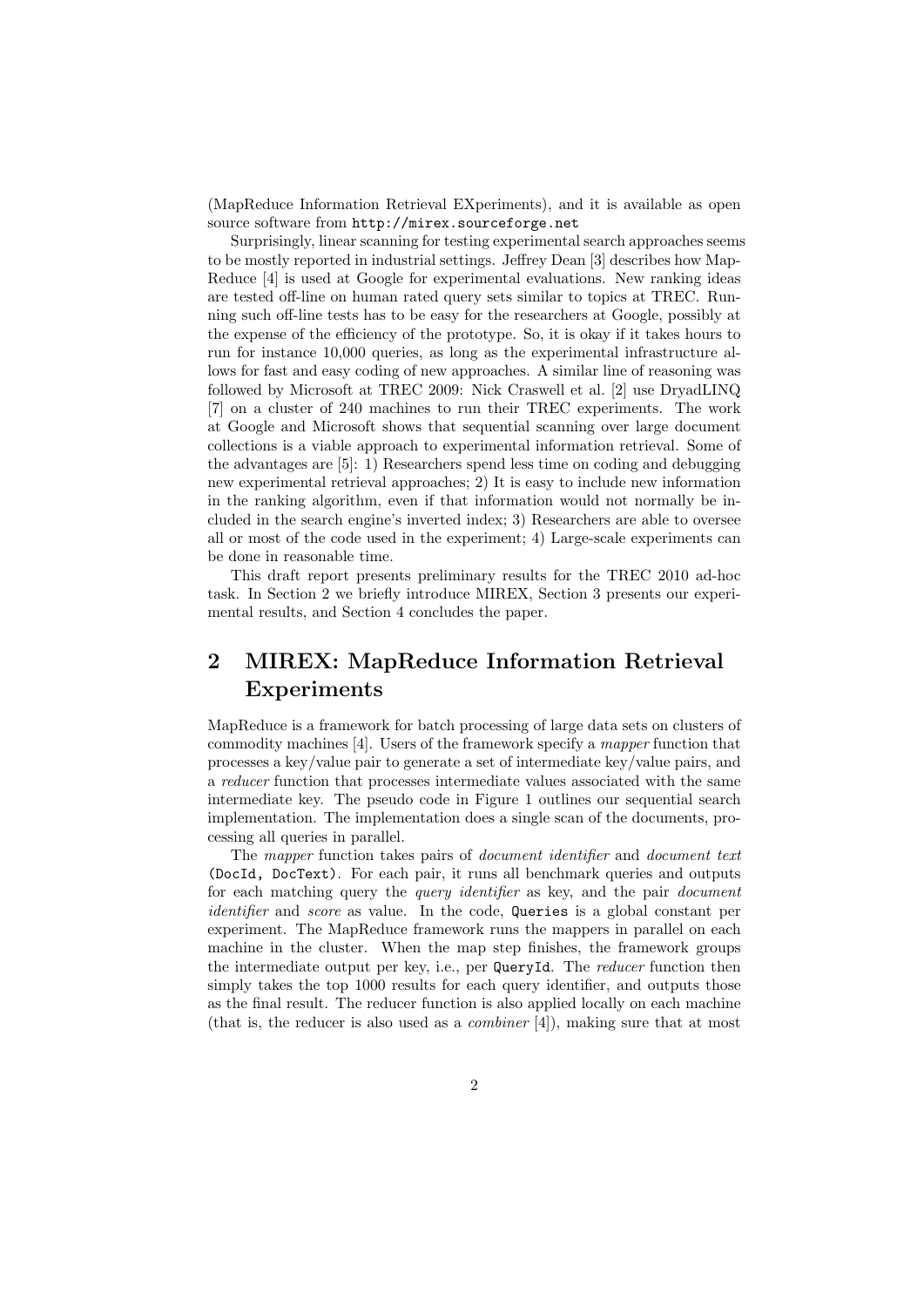(MapReduce Information Retrieval EXperiments), and it is available as open source software from `http://mirex.sourceforge.net`

Surprisingly, linear scanning for testing experimental search approaches seems to be mostly reported in industrial settings. Jeffrey Dean [3] describes how MapReduce [4] is used at Google for experimental evaluations. New ranking ideas are tested off-line on human rated query sets similar to topics at TREC. Running such off-line tests has to be easy for the researchers at Google, possibly at the expense of the efficiency of the prototype. So, it is okay if it takes hours to run for instance 10,000 queries, as long as the experimental infrastructure allows for fast and easy coding of new approaches. A similar line of reasoning was followed by Microsoft at TREC 2009: Nick Craswell et al. [2] use DryadLINQ [7] on a cluster of 240 machines to run their TREC experiments. The work at Google and Microsoft shows that sequential scanning over large document collections is a viable approach to experimental information retrieval. Some of the advantages are [5]: 1) Researchers spend less time on coding and debugging new experimental retrieval approaches; 2) It is easy to include new information in the ranking algorithm, even if that information would not normally be included in the search engine's inverted index; 3) Researchers are able to oversee all or most of the code used in the experiment; 4) Large-scale experiments can be done in reasonable time.

This draft report presents preliminary results for the TREC 2010 ad-hoc task. In Section 2 we briefly introduce MIREX, Section 3 presents our experimental results, and Section 4 concludes the paper.

## 2 MIREX: MapReduce Information Retrieval Experiments

MapReduce is a framework for batch processing of large data sets on clusters of commodity machines [4]. Users of the framework specify a *mapper* function that processes a key/value pair to generate a set of intermediate key/value pairs, and a *reducer* function that processes intermediate values associated with the same intermediate key. The pseudo code in Figure 1 outlines our sequential search implementation. The implementation does a single scan of the documents, processing all queries in parallel.

The *mapper* function takes pairs of *document identifier* and *document text* `(DocId, DocText)`. For each pair, it runs all benchmark queries and outputs for each matching query the *query identifier* as key, and the pair *document identifier* and *score* as value. In the code, `Queries` is a global constant per experiment. The MapReduce framework runs the mappers in parallel on each machine in the cluster. When the map step finishes, the framework groups the intermediate output per key, i.e., per `QueryId`. The *reducer* function then simply takes the top 1000 results for each query identifier, and outputs those as the final result. The reducer function is also applied locally on each machine (that is, the reducer is also used as a *combiner* [4]), making sure that at most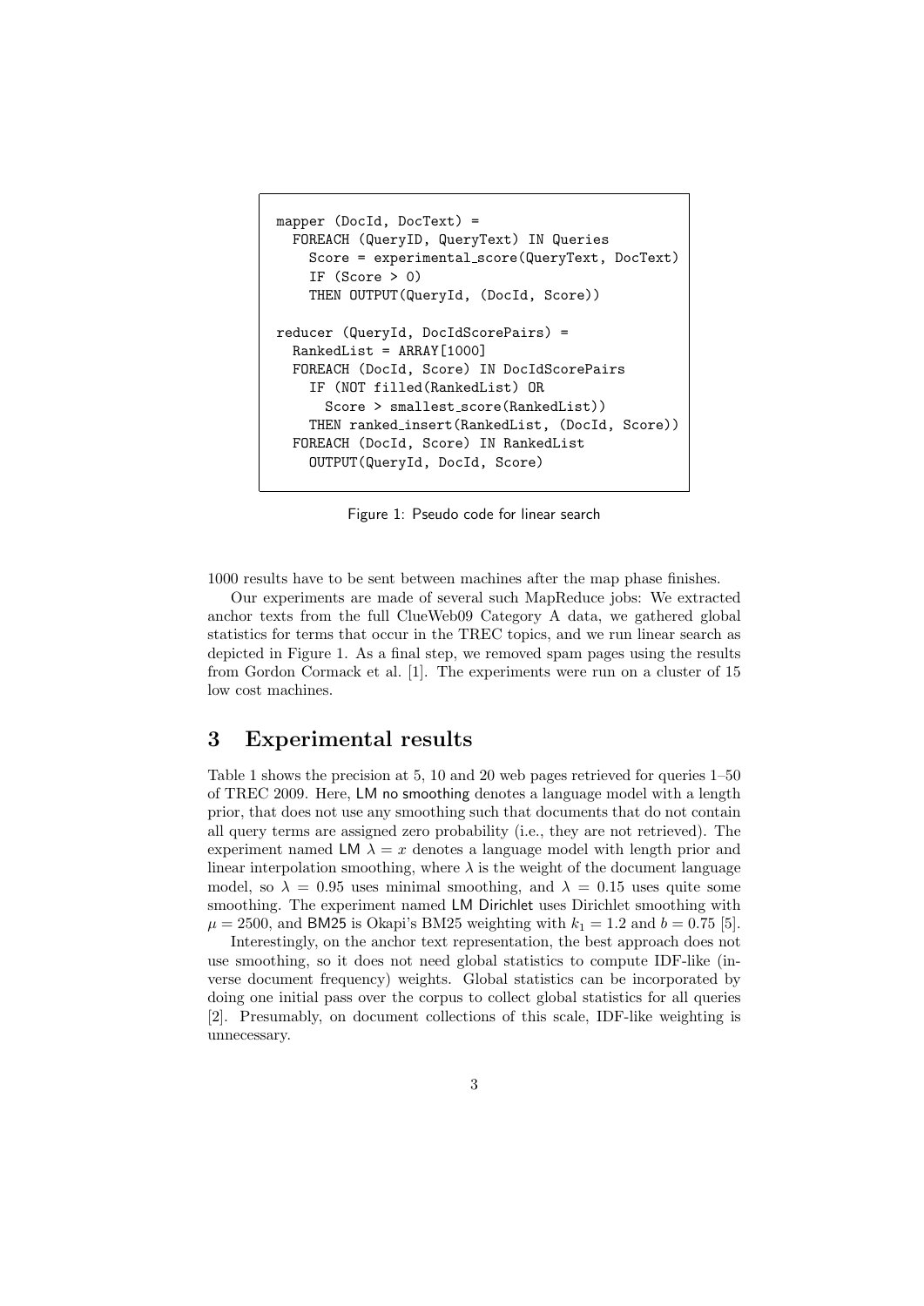```
mapper (DocId, DocText) =
  FOREACH (QueryID, QueryText) IN Queries
    Score = experimental_score(QueryText, DocText)
    IF (Score > 0)
    THEN OUTPUT(QueryId, (DocId, Score))

reducer (QueryId, DocIdScorePairs) =
  RankedList = ARRAY[1000]
  FOREACH (DocId, Score) IN DocIdScorePairs
    IF (NOT filled(RankedList) OR
      Score > smallest_score(RankedList))
    THEN ranked_insert(RankedList, (DocId, Score))
  FOREACH (DocId, Score) IN RankedList
    OUTPUT(QueryId, DocId, Score)
```

Figure 1: Pseudo code for linear search

1000 results have to be sent between machines after the map phase finishes.

Our experiments are made of several such MapReduce jobs: We extracted anchor texts from the full ClueWeb09 Category A data, we gathered global statistics for terms that occur in the TREC topics, and we run linear search as depicted in Figure 1. As a final step, we removed spam pages using the results from Gordon Cormack et al. [1]. The experiments were run on a cluster of 15 low cost machines.

## 3 Experimental results

Table 1 shows the precision at 5, 10 and 20 web pages retrieved for queries 1–50 of TREC 2009. Here, LM no smoothing denotes a language model with a length prior, that does not use any smoothing such that documents that do not contain all query terms are assigned zero probability (i.e., they are not retrieved). The experiment named LM $\lambda = x$ denotes a language model with length prior and linear interpolation smoothing, where $\lambda$ is the weight of the document language model, so $\lambda = 0.95$ uses minimal smoothing, and $\lambda = 0.15$ uses quite some smoothing. The experiment named LM Dirichlet uses Dirichlet smoothing with $\mu = 2500$, and BM25 is Okapi's BM25 weighting with $k_1 = 1.2$ and $b = 0.75$ [5].

Interestingly, on the anchor text representation, the best approach does not use smoothing, so it does not need global statistics to compute IDF-like (inverse document frequency) weights. Global statistics can be incorporated by doing one initial pass over the corpus to collect global statistics for all queries [2]. Presumably, on document collections of this scale, IDF-like weighting is unnecessary.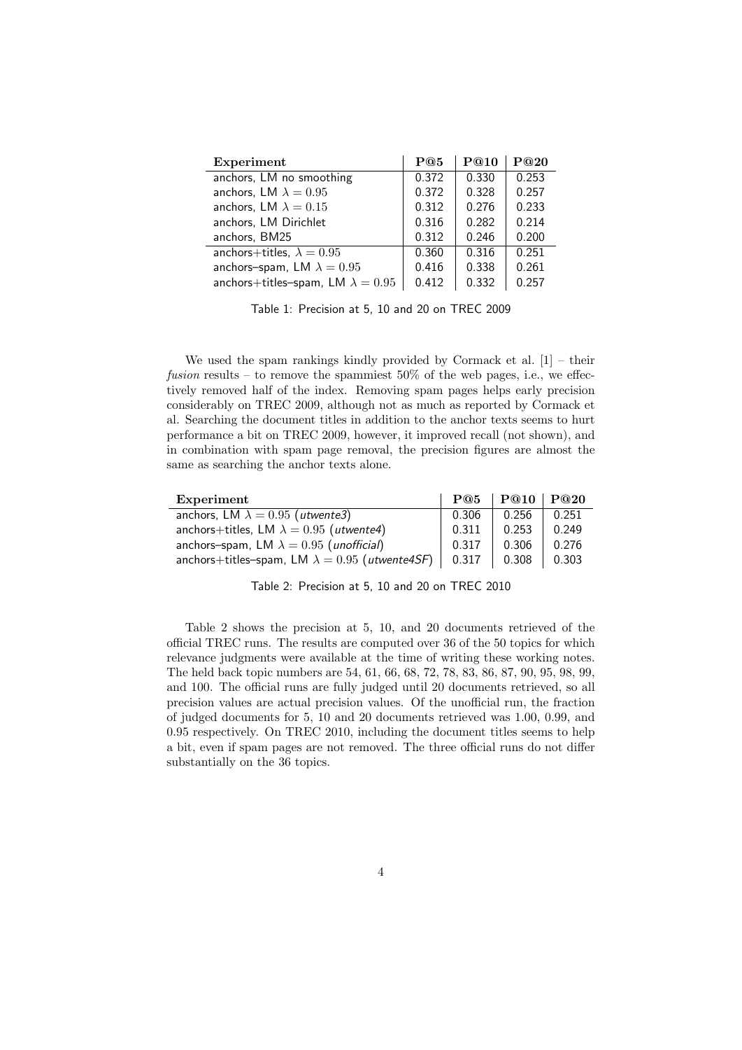| Experiment | P@5 | P@10 | P@20 |
|---|---|---|---|
| anchors, LM no smoothing | 0.372 | 0.330 | 0.253 |
| anchors, LM $\lambda = 0.95$ | 0.372 | 0.328 | 0.257 |
| anchors, LM $\lambda = 0.15$ | 0.312 | 0.276 | 0.233 |
| anchors, LM Dirichlet | 0.316 | 0.282 | 0.214 |
| anchors, BM25 | 0.312 | 0.246 | 0.200 |
| anchors+titles, $\lambda = 0.95$ | 0.360 | 0.316 | 0.251 |
| anchors–spam, LM $\lambda = 0.95$ | 0.416 | 0.338 | 0.261 |
| anchors+titles–spam, LM $\lambda = 0.95$ | 0.412 | 0.332 | 0.257 |

Table 1: Precision at 5, 10 and 20 on TREC 2009

We used the spam rankings kindly provided by Cormack et al. [1] – their *fusion* results – to remove the spammiest 50% of the web pages, i.e., we effectively removed half of the index. Removing spam pages helps early precision considerably on TREC 2009, although not as much as reported by Cormack et al. Searching the document titles in addition to the anchor texts seems to hurt performance a bit on TREC 2009, however, it improved recall (not shown), and in combination with spam page removal, the precision figures are almost the same as searching the anchor texts alone.

| Experiment | P@5 | P@10 | P@20 |
|---|---|---|---|
| anchors, LM $\lambda = 0.95$ (*utwente3*) | 0.306 | 0.256 | 0.251 |
| anchors+titles, LM $\lambda = 0.95$ (*utwente4*) | 0.311 | 0.253 | 0.249 |
| anchors–spam, LM $\lambda = 0.95$ (*unofficial*) | 0.317 | 0.306 | 0.276 |
| anchors+titles–spam, LM $\lambda = 0.95$ (*utwente4SF*) | 0.317 | 0.308 | 0.303 |

Table 2: Precision at 5, 10 and 20 on TREC 2010

Table 2 shows the precision at 5, 10, and 20 documents retrieved of the official TREC runs. The results are computed over 36 of the 50 topics for which relevance judgments were available at the time of writing these working notes. The held back topic numbers are 54, 61, 66, 68, 72, 78, 83, 86, 87, 90, 95, 98, 99, and 100. The official runs are fully judged until 20 documents retrieved, so all precision values are actual precision values. Of the unofficial run, the fraction of judged documents for 5, 10 and 20 documents retrieved was 1.00, 0.99, and 0.95 respectively. On TREC 2010, including the document titles seems to help a bit, even if spam pages are not removed. The three official runs do not differ substantially on the 36 topics.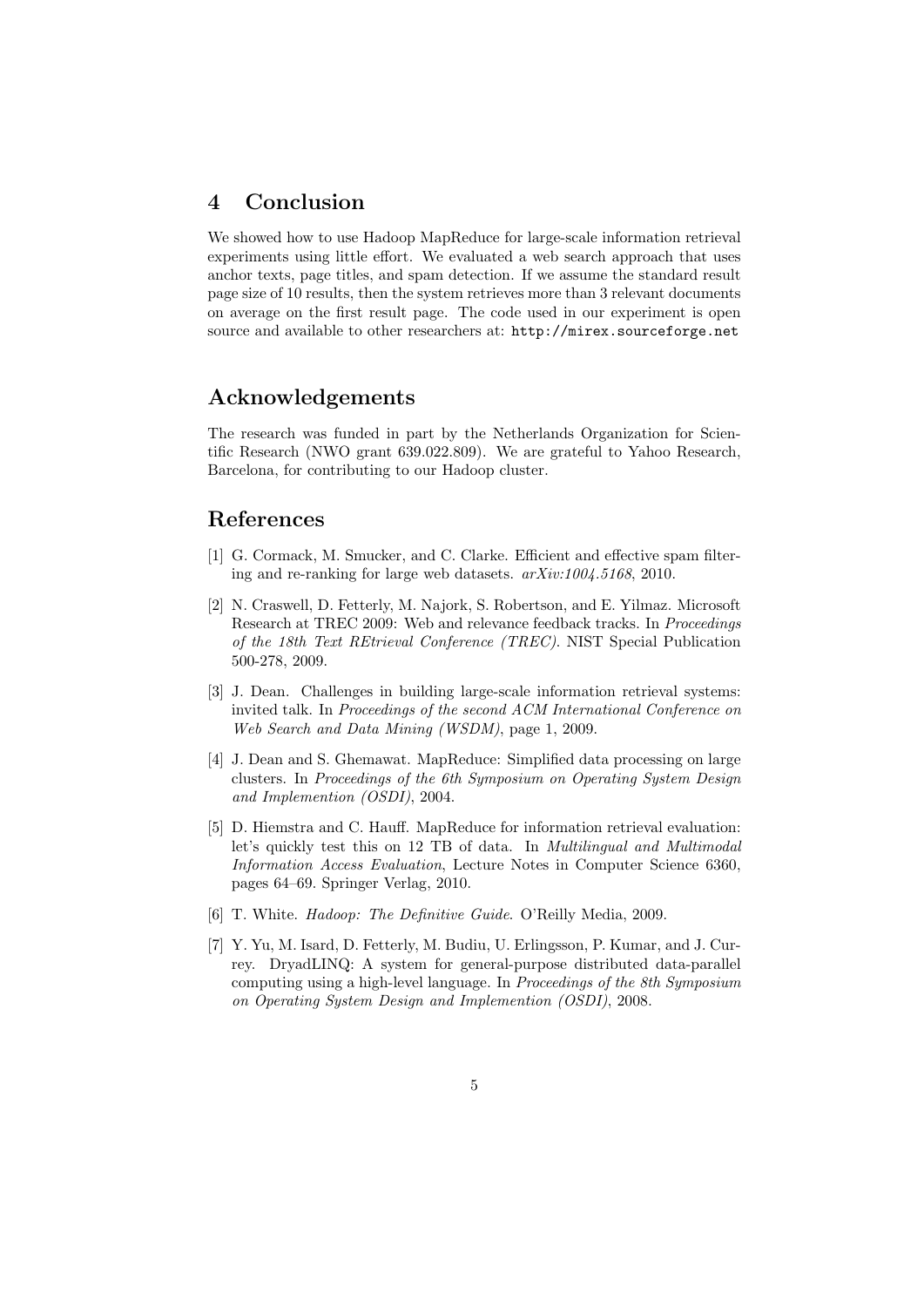## 4 Conclusion

We showed how to use Hadoop MapReduce for large-scale information retrieval experiments using little effort. We evaluated a web search approach that uses anchor texts, page titles, and spam detection. If we assume the standard result page size of 10 results, then the system retrieves more than 3 relevant documents on average on the first result page. The code used in our experiment is open source and available to other researchers at: `http://mirex.sourceforge.net`

## Acknowledgements

The research was funded in part by the Netherlands Organization for Scientific Research (NWO grant 639.022.809). We are grateful to Yahoo Research, Barcelona, for contributing to our Hadoop cluster.

## References

[1] G. Cormack, M. Smucker, and C. Clarke. Efficient and effective spam filtering and re-ranking for large web datasets. *arXiv:1004.5168*, 2010.

[2] N. Craswell, D. Fetterly, M. Najork, S. Robertson, and E. Yilmaz. Microsoft Research at TREC 2009: Web and relevance feedback tracks. In *Proceedings of the 18th Text REtrieval Conference (TREC)*. NIST Special Publication 500-278, 2009.

[3] J. Dean. Challenges in building large-scale information retrieval systems: invited talk. In *Proceedings of the second ACM International Conference on Web Search and Data Mining (WSDM)*, page 1, 2009.

[4] J. Dean and S. Ghemawat. MapReduce: Simplified data processing on large clusters. In *Proceedings of the 6th Symposium on Operating System Design and Implemention (OSDI)*, 2004.

[5] D. Hiemstra and C. Hauff. MapReduce for information retrieval evaluation: let's quickly test this on 12 TB of data. In *Multilingual and Multimodal Information Access Evaluation*, Lecture Notes in Computer Science 6360, pages 64–69. Springer Verlag, 2010.

[6] T. White. *Hadoop: The Definitive Guide*. O'Reilly Media, 2009.

[7] Y. Yu, M. Isard, D. Fetterly, M. Budiu, U. Erlingsson, P. Kumar, and J. Currey. DryadLINQ: A system for general-purpose distributed data-parallel computing using a high-level language. In *Proceedings of the 8th Symposium on Operating System Design and Implemention (OSDI)*, 2008.